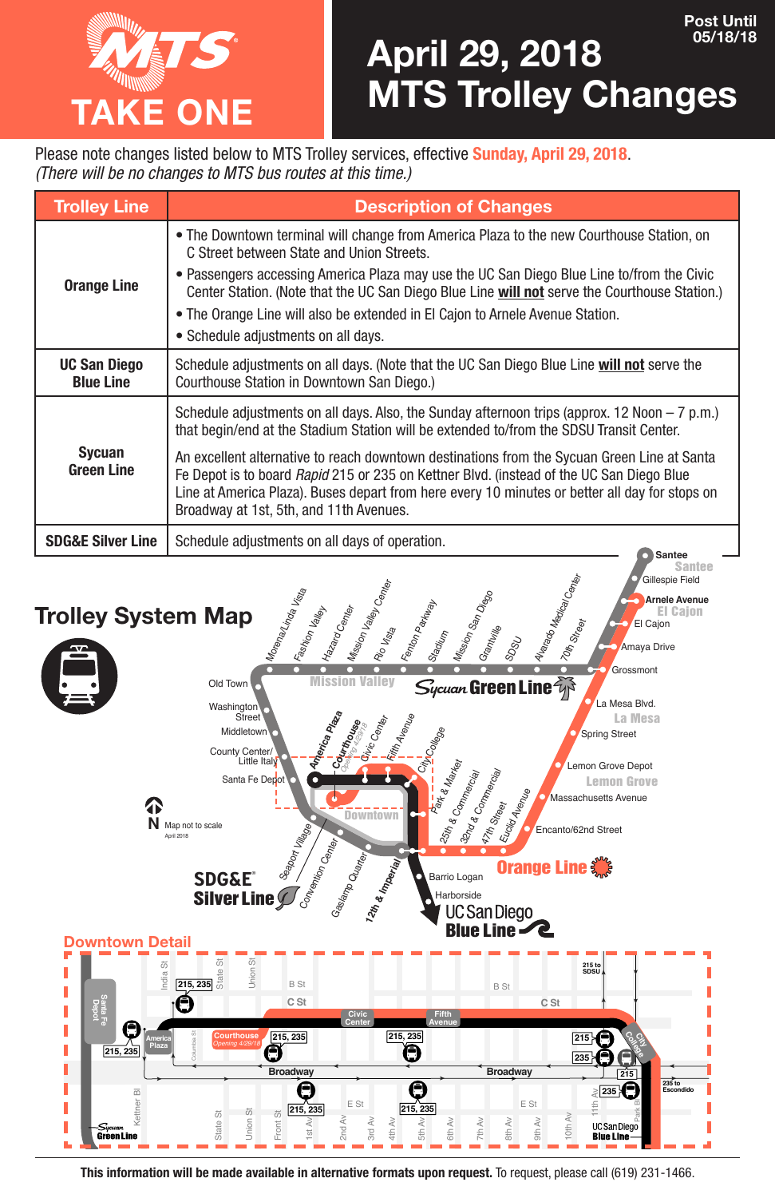# MTS TAKE ONE

Post Until 05/18/18

# April 29, 2018 MTS Trolley Changes

Please note changes listed below to MTS Trolley services, effective **Sunday, April 29, 2018**.
*(There will be no changes to MTS bus routes at this time.)*

| Trolley Line | Description of Changes |
|---|---|
| **Orange Line** | • The Downtown terminal will change from America Plaza to the new Courthouse Station, on C Street between State and Union Streets.<br>• Passengers accessing America Plaza may use the UC San Diego Blue Line to/from the Civic Center Station. (Note that the UC San Diego Blue Line **will not** serve the Courthouse Station.)<br>• The Orange Line will also be extended in El Cajon to Arnele Avenue Station.<br>• Schedule adjustments on all days. |
| **UC San Diego Blue Line** | Schedule adjustments on all days. (Note that the UC San Diego Blue Line **will not** serve the Courthouse Station in Downtown San Diego.) |
| **Sycuan Green Line** | Schedule adjustments on all days. Also, the Sunday afternoon trips (approx. 12 Noon – 7 p.m.) that begin/end at the Stadium Station will be extended to/from the SDSU Transit Center.<br>An excellent alternative to reach downtown destinations from the Sycuan Green Line at Santa Fe Depot is to board *Rapid* 215 or 235 on Kettner Blvd. (instead of the UC San Diego Blue Line at America Plaza). Buses depart from here every 10 minutes or better all day for stops on Broadway at 1st, 5th, and 11th Avenues. |
| **SDG&E Silver Line** | Schedule adjustments on all days of operation. |

## Trolley System Map

Map not to scale
April 2018

## Downtown Detail

**This information will be made available in alternative formats upon request.** To request, please call (619) 231-1466.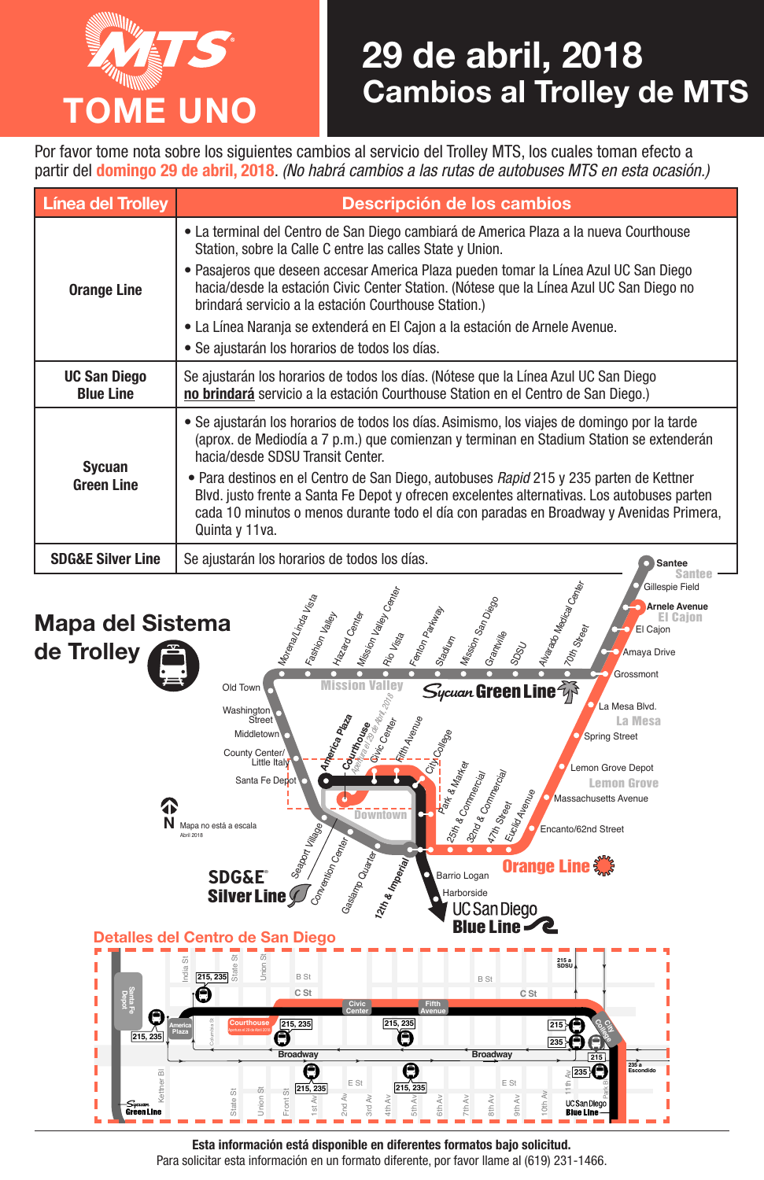# MTS TOME UNO

# 29 de abril, 2018
## Cambios al Trolley de MTS

Por favor tome nota sobre los siguientes cambios al servicio del Trolley MTS, los cuales toman efecto a partir del **domingo 29 de abril, 2018**. *(No habrá cambios a las rutas de autobuses MTS en esta ocasión.)*

| Línea del Trolley | Descripción de los cambios |
|---|---|
| **Orange Line** | • La terminal del Centro de San Diego cambiará de America Plaza a la nueva Courthouse Station, sobre la Calle C entre las calles State y Union.<br>• Pasajeros que deseen accesar America Plaza pueden tomar la Línea Azul UC San Diego hacia/desde la estación Civic Center Station. (Nótese que la Línea Azul UC San Diego no brindará servicio a la estación Courthouse Station.)<br>• La Línea Naranja se extenderá en El Cajon a la estación de Arnele Avenue.<br>• Se ajustarán los horarios de todos los días. |
| **UC San Diego Blue Line** | Se ajustarán los horarios de todos los días. (Nótese que la Línea Azul UC San Diego **no brindará** servicio a la estación Courthouse Station en el Centro de San Diego.) |
| **Sycuan Green Line** | • Se ajustarán los horarios de todos los días. Asimismo, los viajes de domingo por la tarde (aprox. de Mediodía a 7 p.m.) que comienzan y terminan en Stadium Station se extenderán hacia/desde SDSU Transit Center.<br>• Para destinos en el Centro de San Diego, autobuses *Rapid* 215 y 235 parten de Kettner Blvd. justo frente a Santa Fe Depot y ofrecen excelentes alternativas. Los autobuses parten cada 10 minutos o menos durante todo el día con paradas en Broadway y Avenidas Primera, Quinta y 11va. |
| **SDG&E Silver Line** | Se ajustarán los horarios de todos los días. |

## Mapa del Sistema de Trolley

Santee
Gillespie Field
Arnele Avenue
El Cajon
Amaya Drive
Grossmont
La Mesa Blvd.
La Mesa
Spring Street
Lemon Grove Depot
Lemon Grove
Massachusetts Avenue
Encanto/62nd Street
Morena/Linda Vista
Fashion Valley
Hazard Center
Mission Valley Center
Rio Vista
Fenton Parkway
Stadium
Mission San Diego
Grantville
SDSU
Alvarado Medical Center
70th Street
Mission Valley
Sycuan Green Line
Old Town
Washington Street
Middletown
County Center/ Little Italy
Santa Fe Depot
America Plaza
Courthouse
Apertura el 29 de Abril, 2018
Civic Center
Fifth Avenue
City College
Downtown
Park & Market
25th & Commercial
32nd & Commercial
47th Street
Euclid Avenue
Seaport Village
Convention Center
Gaslamp Quarter
12th & Imperial
Barrio Logan
Harborside
UC San Diego Blue Line
Orange Line
SDG&E Silver Line
N
Mapa no está a escala
Abril 2018

## Detalles del Centro de San Diego

Santa Fe Depot
India St
State St
Union St
B St
C St
Civic Center
Fifth Avenue
215 a SDSU
America Plaza
Courthouse
Apertura el 29 de Abril 2018
215, 235
Broadway
E St
Kettner Bl
Front St
1st Av
2nd Av
3rd Av
4th Av
5th Av
6th Av
7th Av
8th Av
9th Av
10th Av
11th Av
Park Bl
City College
215
235
235 a Escondido
Sycuan Green Line
UC San Diego Blue Line

**Esta información está disponible en diferentes formatos bajo solicitud.**
Para solicitar esta información en un formato diferente, por favor llame al (619) 231-1466.